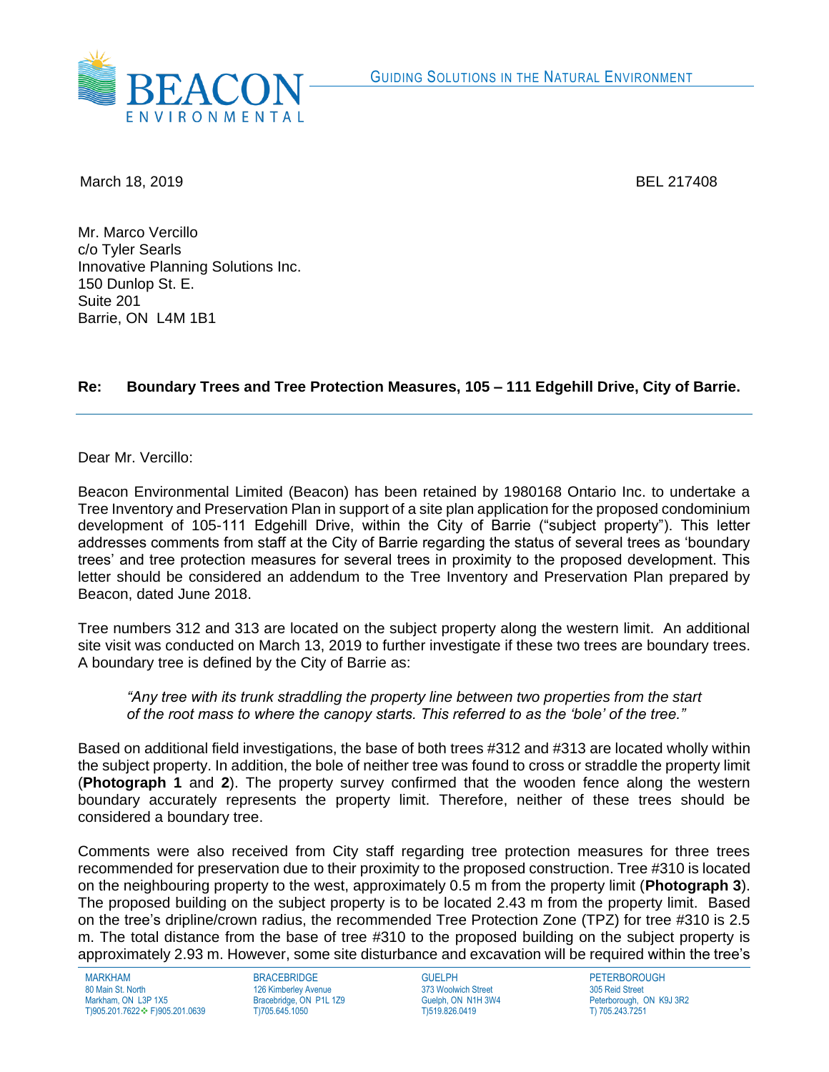March 18, 2019 BEL 217408

Mr. Marco Vercillo
c/o Tyler Searls
Innovative Planning Solutions Inc.
150 Dunlop St. E.
Suite 201
Barrie, ON L4M 1B1

**Re: Boundary Trees and Tree Protection Measures, 105 – 111 Edgehill Drive, City of Barrie.**

---

Dear Mr. Vercillo:

Beacon Environmental Limited (Beacon) has been retained by 1980168 Ontario Inc. to undertake a Tree Inventory and Preservation Plan in support of a site plan application for the proposed condominium development of 105-111 Edgehill Drive, within the City of Barrie ("subject property"). This letter addresses comments from staff at the City of Barrie regarding the status of several trees as 'boundary trees' and tree protection measures for several trees in proximity to the proposed development. This letter should be considered an addendum to the Tree Inventory and Preservation Plan prepared by Beacon, dated June 2018.

Tree numbers 312 and 313 are located on the subject property along the western limit. An additional site visit was conducted on March 13, 2019 to further investigate if these two trees are boundary trees. A boundary tree is defined by the City of Barrie as:

> *"Any tree with its trunk straddling the property line between two properties from the start of the root mass to where the canopy starts. This referred to as the 'bole' of the tree."*

Based on additional field investigations, the base of both trees #312 and #313 are located wholly within the subject property. In addition, the bole of neither tree was found to cross or straddle the property limit (**Photograph 1** and **2**). The property survey confirmed that the wooden fence along the western boundary accurately represents the property limit. Therefore, neither of these trees should be considered a boundary tree.

Comments were also received from City staff regarding tree protection measures for three trees recommended for preservation due to their proximity to the proposed construction. Tree #310 is located on the neighbouring property to the west, approximately 0.5 m from the property limit (**Photograph 3**). The proposed building on the subject property is to be located 2.43 m from the property limit. Based on the tree's dripline/crown radius, the recommended Tree Protection Zone (TPZ) for tree #310 is 2.5 m. The total distance from the base of tree #310 to the proposed building on the subject property is approximately 2.93 m. However, some site disturbance and excavation will be required within the tree's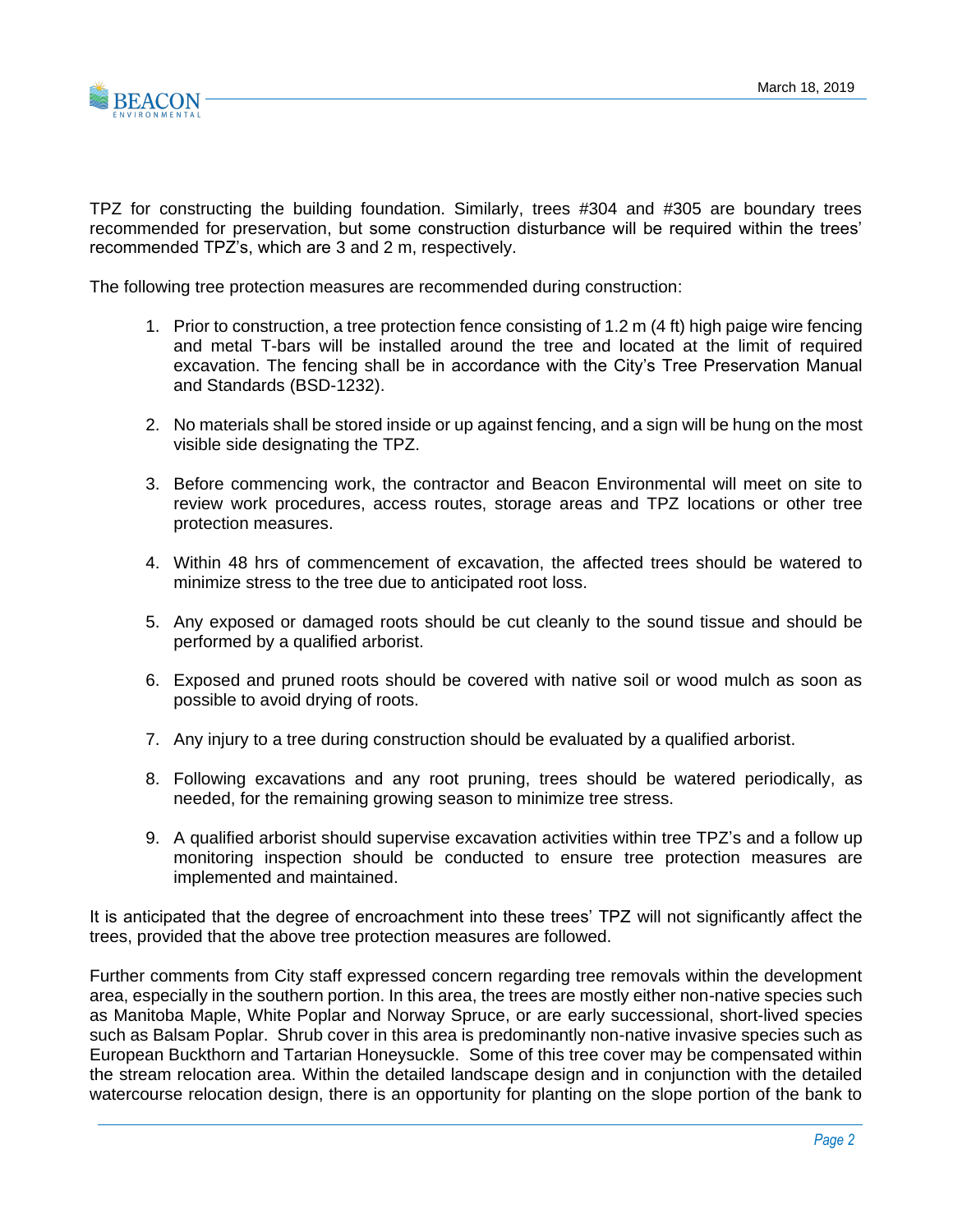TPZ for constructing the building foundation. Similarly, trees #304 and #305 are boundary trees recommended for preservation, but some construction disturbance will be required within the trees' recommended TPZ's, which are 3 and 2 m, respectively.

The following tree protection measures are recommended during construction:

1. Prior to construction, a tree protection fence consisting of 1.2 m (4 ft) high paige wire fencing and metal T-bars will be installed around the tree and located at the limit of required excavation. The fencing shall be in accordance with the City's Tree Preservation Manual and Standards (BSD-1232).

2. No materials shall be stored inside or up against fencing, and a sign will be hung on the most visible side designating the TPZ.

3. Before commencing work, the contractor and Beacon Environmental will meet on site to review work procedures, access routes, storage areas and TPZ locations or other tree protection measures.

4. Within 48 hrs of commencement of excavation, the affected trees should be watered to minimize stress to the tree due to anticipated root loss.

5. Any exposed or damaged roots should be cut cleanly to the sound tissue and should be performed by a qualified arborist.

6. Exposed and pruned roots should be covered with native soil or wood mulch as soon as possible to avoid drying of roots.

7. Any injury to a tree during construction should be evaluated by a qualified arborist.

8. Following excavations and any root pruning, trees should be watered periodically, as needed, for the remaining growing season to minimize tree stress.

9. A qualified arborist should supervise excavation activities within tree TPZ's and a follow up monitoring inspection should be conducted to ensure tree protection measures are implemented and maintained.

It is anticipated that the degree of encroachment into these trees' TPZ will not significantly affect the trees, provided that the above tree protection measures are followed.

Further comments from City staff expressed concern regarding tree removals within the development area, especially in the southern portion. In this area, the trees are mostly either non-native species such as Manitoba Maple, White Poplar and Norway Spruce, or are early successional, short-lived species such as Balsam Poplar. Shrub cover in this area is predominantly non-native invasive species such as European Buckthorn and Tartarian Honeysuckle. Some of this tree cover may be compensated within the stream relocation area. Within the detailed landscape design and in conjunction with the detailed watercourse relocation design, there is an opportunity for planting on the slope portion of the bank to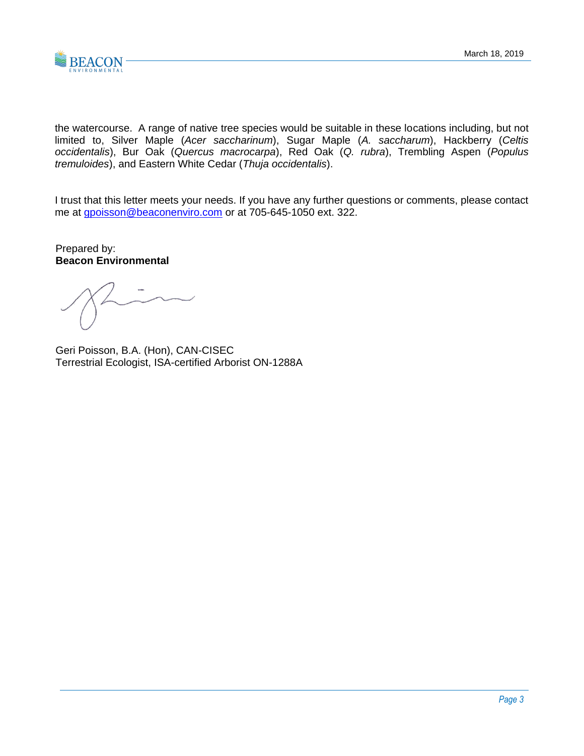the watercourse. A range of native tree species would be suitable in these locations including, but not limited to, Silver Maple (*Acer saccharinum*), Sugar Maple (*A. saccharum*), Hackberry (*Celtis occidentalis*), Bur Oak (*Quercus macrocarpa*), Red Oak (*Q. rubra*), Trembling Aspen (*Populus tremuloides*), and Eastern White Cedar (*Thuja occidentalis*).

I trust that this letter meets your needs. If you have any further questions or comments, please contact me at gpoisson@beaconenviro.com or at 705-645-1050 ext. 322.

Prepared by:
**Beacon Environmental**

Geri Poisson, B.A. (Hon), CAN-CISEC
Terrestrial Ecologist, ISA-certified Arborist ON-1288A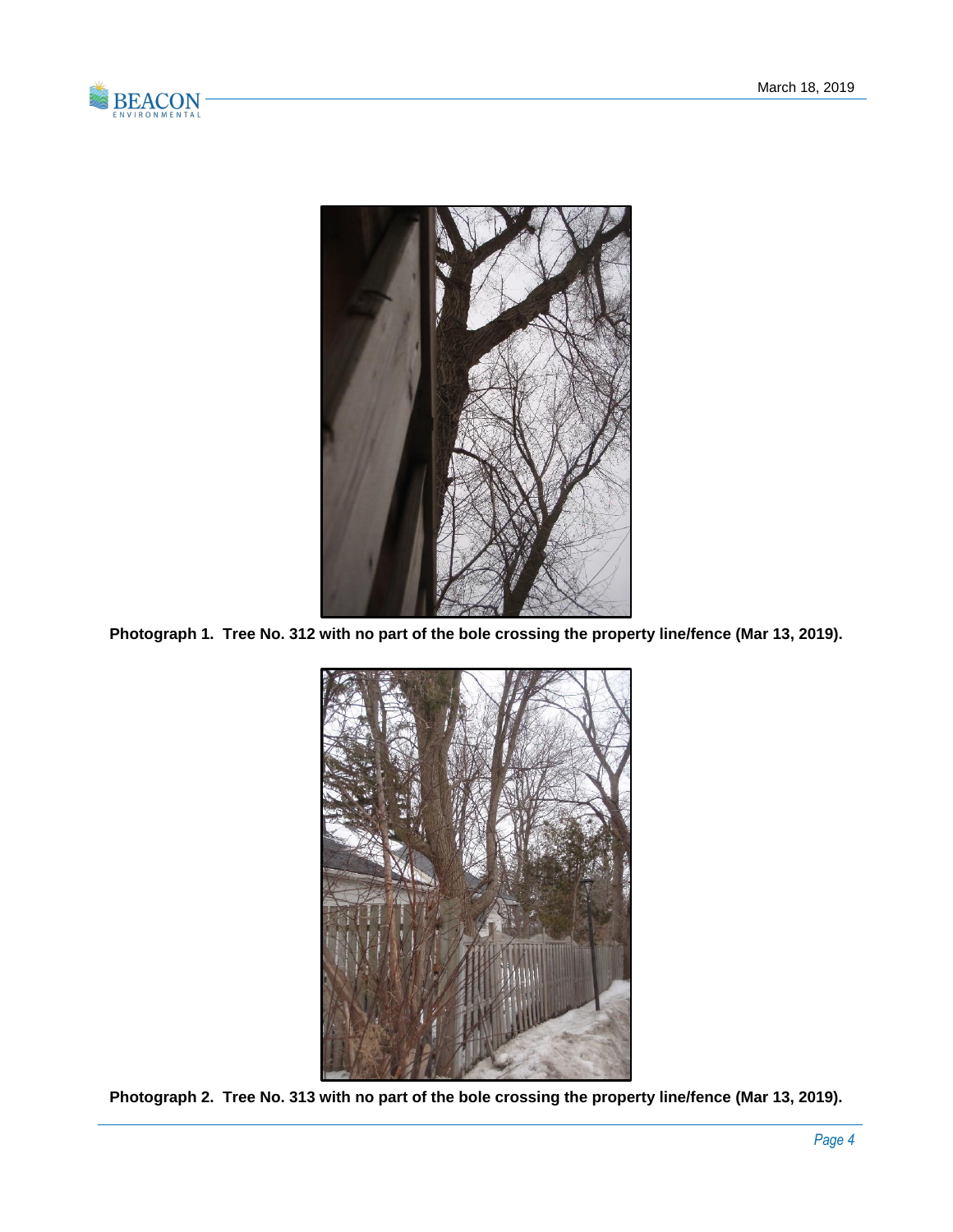Photograph 1.  Tree No. 312 with no part of the bole crossing the property line/fence (Mar 13, 2019).

Photograph 2.  Tree No. 313 with no part of the bole crossing the property line/fence (Mar 13, 2019).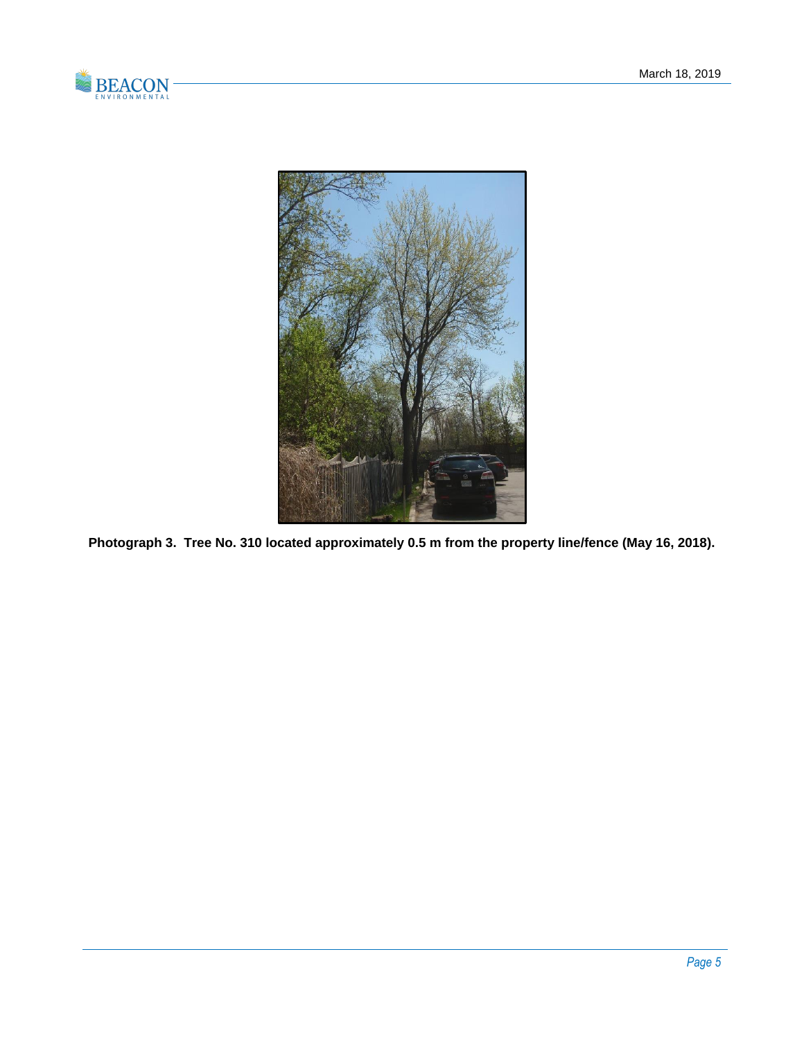**Photograph 3. Tree No. 310 located approximately 0.5 m from the property line/fence (May 16, 2018).**